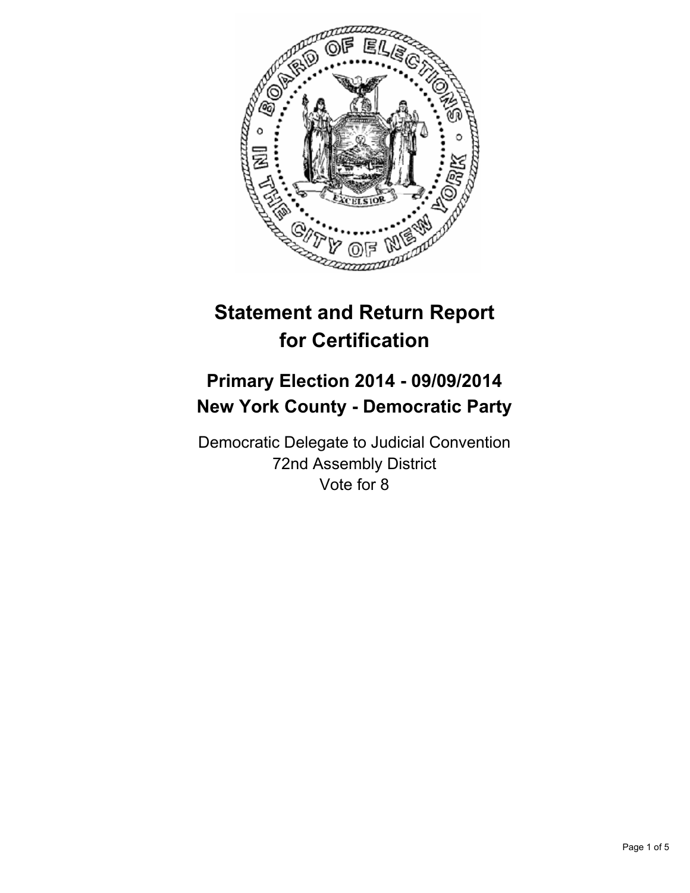# Statement and Return Report for Certification

## Primary Election 2014 - 09/09/2014
## New York County - Democratic Party

Democratic Delegate to Judicial Convention
72nd Assembly District
Vote for 8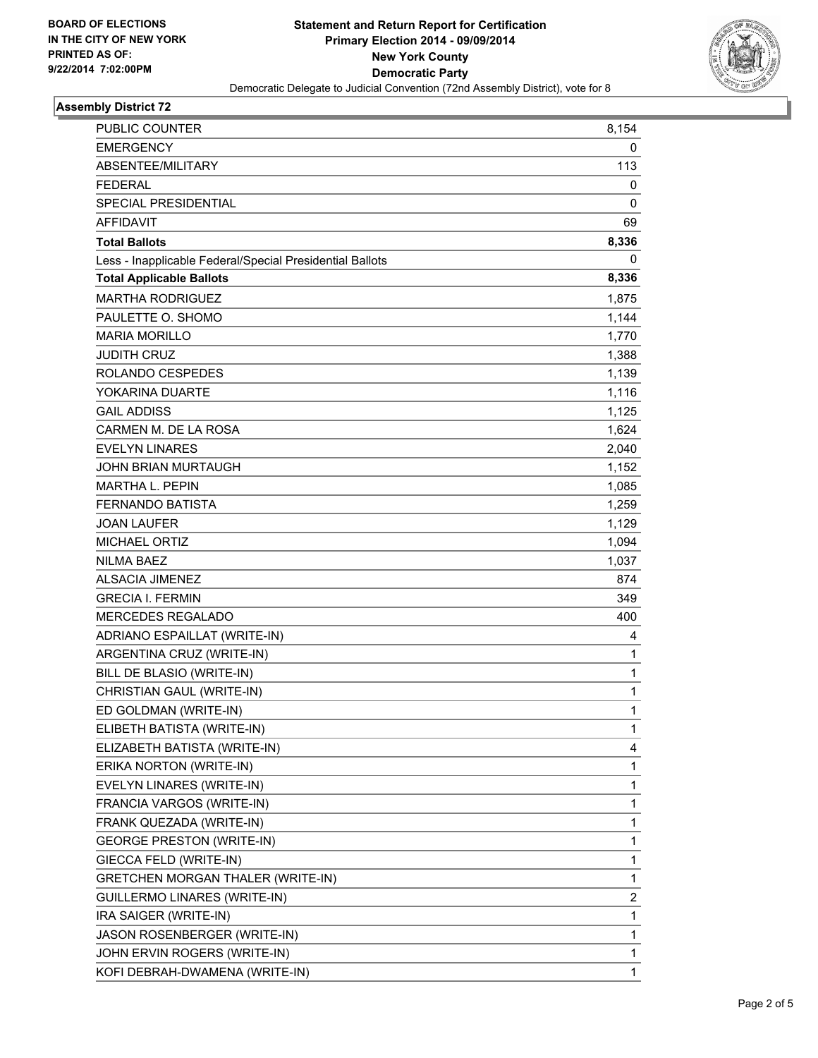BOARD OF ELECTIONS
IN THE CITY OF NEW YORK
PRINTED AS OF:
9/22/2014 7:02:00PM

**Statement and Return Report for Certification**
**Primary Election 2014 - 09/09/2014**
**New York County**
**Democratic Party**
Democratic Delegate to Judicial Convention (72nd Assembly District), vote for 8

## Assembly District 72

| | |
|---|---|
| PUBLIC COUNTER | 8,154 |
| EMERGENCY | 0 |
| ABSENTEE/MILITARY | 113 |
| FEDERAL | 0 |
| SPECIAL PRESIDENTIAL | 0 |
| AFFIDAVIT | 69 |
| **Total Ballots** | **8,336** |
| Less - Inapplicable Federal/Special Presidential Ballots | 0 |
| **Total Applicable Ballots** | **8,336** |
| MARTHA RODRIGUEZ | 1,875 |
| PAULETTE O. SHOMO | 1,144 |
| MARIA MORILLO | 1,770 |
| JUDITH CRUZ | 1,388 |
| ROLANDO CESPEDES | 1,139 |
| YOKARINA DUARTE | 1,116 |
| GAIL ADDISS | 1,125 |
| CARMEN M. DE LA ROSA | 1,624 |
| EVELYN LINARES | 2,040 |
| JOHN BRIAN MURTAUGH | 1,152 |
| MARTHA L. PEPIN | 1,085 |
| FERNANDO BATISTA | 1,259 |
| JOAN LAUFER | 1,129 |
| MICHAEL ORTIZ | 1,094 |
| NILMA BAEZ | 1,037 |
| ALSACIA JIMENEZ | 874 |
| GRECIA I. FERMIN | 349 |
| MERCEDES REGALADO | 400 |
| ADRIANO ESPAILLAT (WRITE-IN) | 4 |
| ARGENTINA CRUZ (WRITE-IN) | 1 |
| BILL DE BLASIO (WRITE-IN) | 1 |
| CHRISTIAN GAUL (WRITE-IN) | 1 |
| ED GOLDMAN (WRITE-IN) | 1 |
| ELIBETH BATISTA (WRITE-IN) | 1 |
| ELIZABETH BATISTA (WRITE-IN) | 4 |
| ERIKA NORTON (WRITE-IN) | 1 |
| EVELYN LINARES (WRITE-IN) | 1 |
| FRANCIA VARGOS (WRITE-IN) | 1 |
| FRANK QUEZADA (WRITE-IN) | 1 |
| GEORGE PRESTON (WRITE-IN) | 1 |
| GIECCA FELD (WRITE-IN) | 1 |
| GRETCHEN MORGAN THALER (WRITE-IN) | 1 |
| GUILLERMO LINARES (WRITE-IN) | 2 |
| IRA SAIGER (WRITE-IN) | 1 |
| JASON ROSENBERGER (WRITE-IN) | 1 |
| JOHN ERVIN ROGERS (WRITE-IN) | 1 |
| KOFI DEBRAH-DWAMENA (WRITE-IN) | 1 |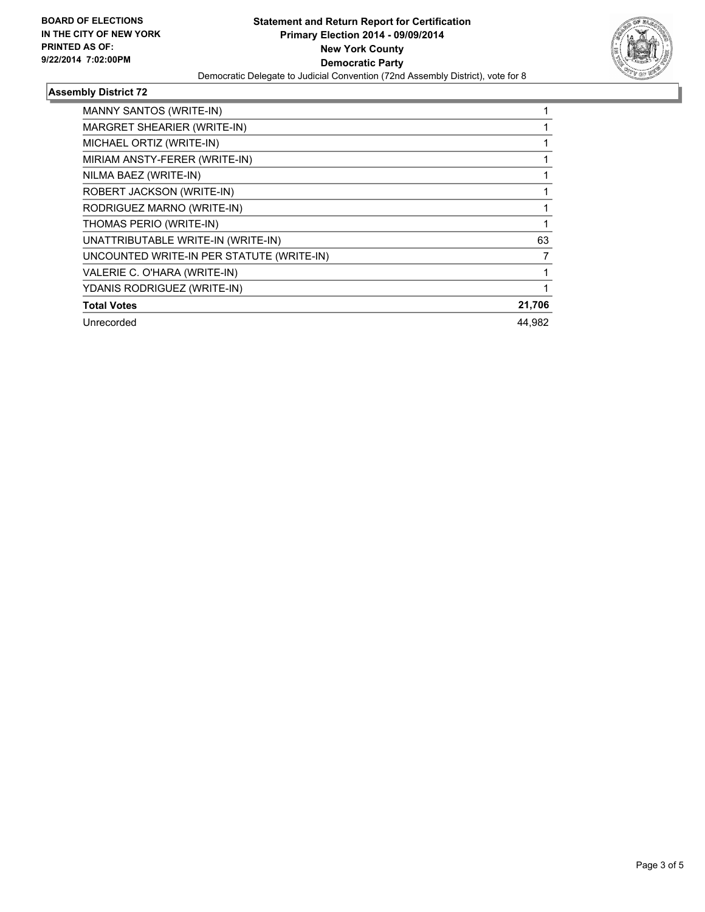**BOARD OF ELECTIONS IN THE CITY OF NEW YORK PRINTED AS OF: 9/22/2014 7:02:00PM**

**Statement and Return Report for Certification**
**Primary Election 2014 - 09/09/2014**
**New York County**
**Democratic Party**
Democratic Delegate to Judicial Convention (72nd Assembly District), vote for 8

## Assembly District 72

| | |
|---|---|
| MANNY SANTOS (WRITE-IN) | 1 |
| MARGRET SHEARIER (WRITE-IN) | 1 |
| MICHAEL ORTIZ (WRITE-IN) | 1 |
| MIRIAM ANSTY-FERER (WRITE-IN) | 1 |
| NILMA BAEZ (WRITE-IN) | 1 |
| ROBERT JACKSON (WRITE-IN) | 1 |
| RODRIGUEZ MARNO (WRITE-IN) | 1 |
| THOMAS PERIO (WRITE-IN) | 1 |
| UNATTRIBUTABLE WRITE-IN (WRITE-IN) | 63 |
| UNCOUNTED WRITE-IN PER STATUTE (WRITE-IN) | 7 |
| VALERIE C. O'HARA (WRITE-IN) | 1 |
| YDANIS RODRIGUEZ (WRITE-IN) | 1 |
| **Total Votes** | **21,706** |
| Unrecorded | 44,982 |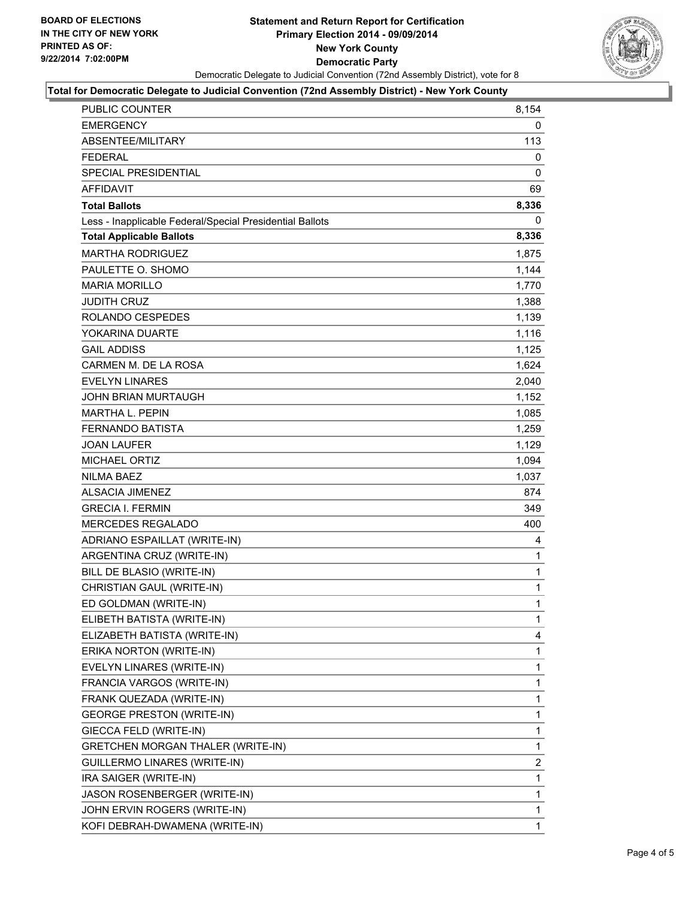BOARD OF ELECTIONS
IN THE CITY OF NEW YORK
PRINTED AS OF:
9/22/2014 7:02:00PM

# Statement and Return Report for Certification
## Primary Election 2014 - 09/09/2014
## New York County
## Democratic Party

Democratic Delegate to Judicial Convention (72nd Assembly District), vote for 8

**Total for Democratic Delegate to Judicial Convention (72nd Assembly District) - New York County**

| | |
|---|---|
| PUBLIC COUNTER | 8,154 |
| EMERGENCY | 0 |
| ABSENTEE/MILITARY | 113 |
| FEDERAL | 0 |
| SPECIAL PRESIDENTIAL | 0 |
| AFFIDAVIT | 69 |
| **Total Ballots** | **8,336** |
| Less - Inapplicable Federal/Special Presidential Ballots | 0 |
| **Total Applicable Ballots** | **8,336** |
| MARTHA RODRIGUEZ | 1,875 |
| PAULETTE O. SHOMO | 1,144 |
| MARIA MORILLO | 1,770 |
| JUDITH CRUZ | 1,388 |
| ROLANDO CESPEDES | 1,139 |
| YOKARINA DUARTE | 1,116 |
| GAIL ADDISS | 1,125 |
| CARMEN M. DE LA ROSA | 1,624 |
| EVELYN LINARES | 2,040 |
| JOHN BRIAN MURTAUGH | 1,152 |
| MARTHA L. PEPIN | 1,085 |
| FERNANDO BATISTA | 1,259 |
| JOAN LAUFER | 1,129 |
| MICHAEL ORTIZ | 1,094 |
| NILMA BAEZ | 1,037 |
| ALSACIA JIMENEZ | 874 |
| GRECIA I. FERMIN | 349 |
| MERCEDES REGALADO | 400 |
| ADRIANO ESPAILLAT (WRITE-IN) | 4 |
| ARGENTINA CRUZ (WRITE-IN) | 1 |
| BILL DE BLASIO (WRITE-IN) | 1 |
| CHRISTIAN GAUL (WRITE-IN) | 1 |
| ED GOLDMAN (WRITE-IN) | 1 |
| ELIBETH BATISTA (WRITE-IN) | 1 |
| ELIZABETH BATISTA (WRITE-IN) | 4 |
| ERIKA NORTON (WRITE-IN) | 1 |
| EVELYN LINARES (WRITE-IN) | 1 |
| FRANCIA VARGOS (WRITE-IN) | 1 |
| FRANK QUEZADA (WRITE-IN) | 1 |
| GEORGE PRESTON (WRITE-IN) | 1 |
| GIECCA FELD (WRITE-IN) | 1 |
| GRETCHEN MORGAN THALER (WRITE-IN) | 1 |
| GUILLERMO LINARES (WRITE-IN) | 2 |
| IRA SAIGER (WRITE-IN) | 1 |
| JASON ROSENBERGER (WRITE-IN) | 1 |
| JOHN ERVIN ROGERS (WRITE-IN) | 1 |
| KOFI DEBRAH-DWAMENA (WRITE-IN) | 1 |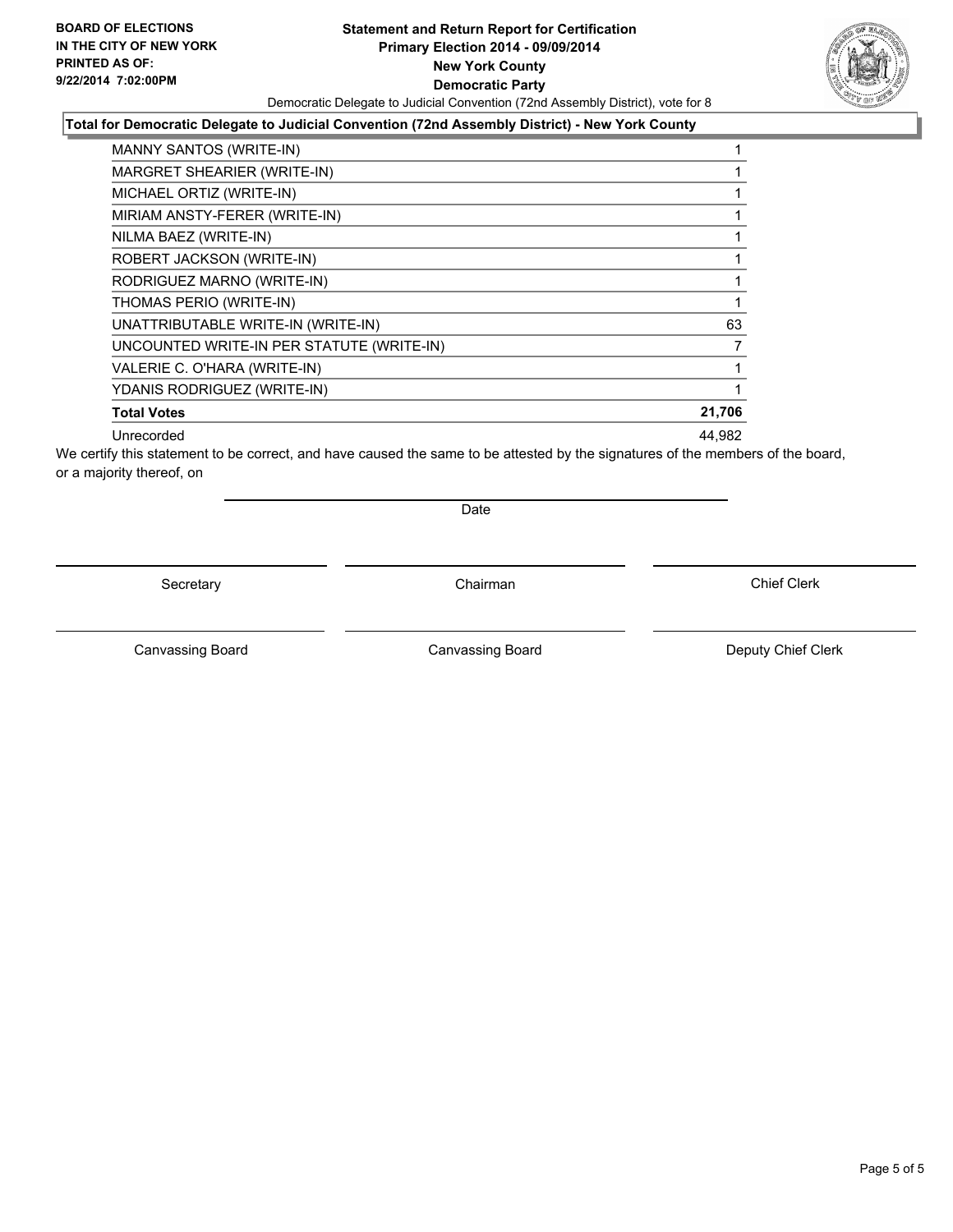**BOARD OF ELECTIONS IN THE CITY OF NEW YORK PRINTED AS OF: 9/22/2014 7:02:00PM**

**Statement and Return Report for Certification**
**Primary Election 2014 - 09/09/2014**
**New York County**
**Democratic Party**

Democratic Delegate to Judicial Convention (72nd Assembly District), vote for 8

**Total for Democratic Delegate to Judicial Convention (72nd Assembly District) - New York County**

| | |
|---|---|
| MANNY SANTOS (WRITE-IN) | 1 |
| MARGRET SHEARIER (WRITE-IN) | 1 |
| MICHAEL ORTIZ (WRITE-IN) | 1 |
| MIRIAM ANSTY-FERER (WRITE-IN) | 1 |
| NILMA BAEZ (WRITE-IN) | 1 |
| ROBERT JACKSON (WRITE-IN) | 1 |
| RODRIGUEZ MARNO (WRITE-IN) | 1 |
| THOMAS PERIO (WRITE-IN) | 1 |
| UNATTRIBUTABLE WRITE-IN (WRITE-IN) | 63 |
| UNCOUNTED WRITE-IN PER STATUTE (WRITE-IN) | 7 |
| VALERIE C. O'HARA (WRITE-IN) | 1 |
| YDANIS RODRIGUEZ (WRITE-IN) | 1 |
| **Total Votes** | **21,706** |
| Unrecorded | 44,982 |

We certify this statement to be correct, and have caused the same to be attested by the signatures of the members of the board, or a majority thereof, on

Date

Secretary

Chairman

Chief Clerk

Canvassing Board

Canvassing Board

Deputy Chief Clerk